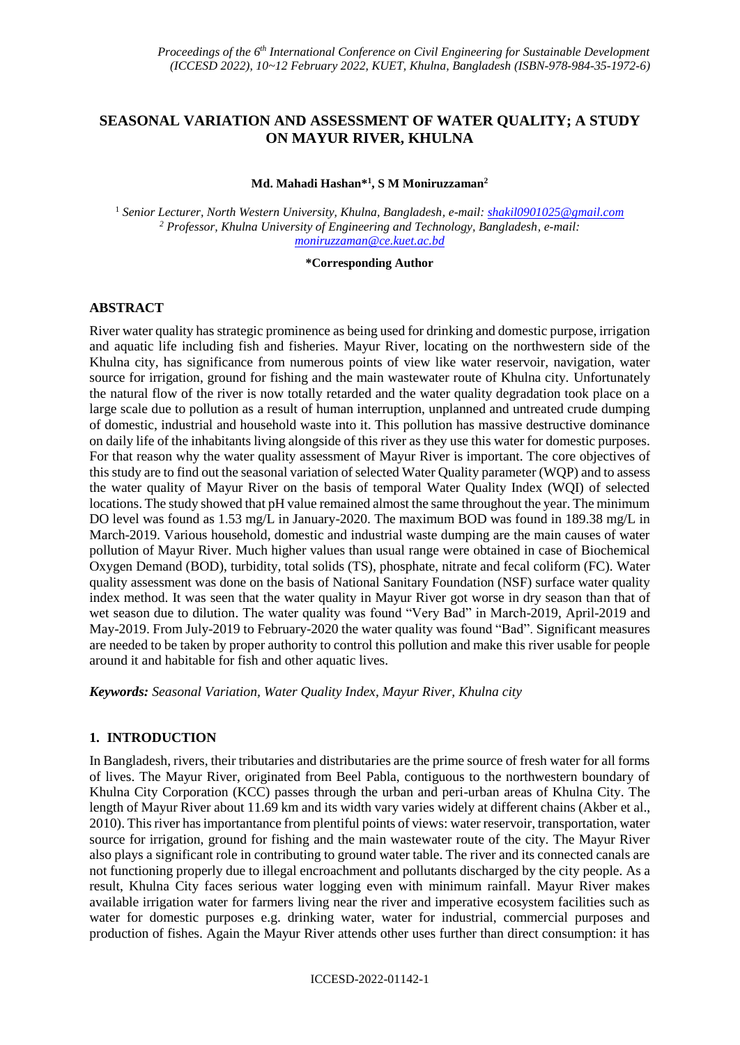# SEASONAL VARIATION AND ASSESSMENT OF WATER QUALITY; A STUDY ON MAYUR RIVER, KHULNA

**Md. Mahadi Hashan*[1], S M Moniruzzaman[2]**

[1] *Senior Lecturer, North Western University, Khulna, Bangladesh, e-mail: shakil0901025@gmail.com*
[2] *Professor, Khulna University of Engineering and Technology, Bangladesh, e-mail: moniruzzaman@ce.kuet.ac.bd*

**\*Corresponding Author**

## ABSTRACT

River water quality has strategic prominence as being used for drinking and domestic purpose, irrigation and aquatic life including fish and fisheries. Mayur River, locating on the northwestern side of the Khulna city, has significance from numerous points of view like water reservoir, navigation, water source for irrigation, ground for fishing and the main wastewater route of Khulna city. Unfortunately the natural flow of the river is now totally retarded and the water quality degradation took place on a large scale due to pollution as a result of human interruption, unplanned and untreated crude dumping of domestic, industrial and household waste into it. This pollution has massive destructive dominance on daily life of the inhabitants living alongside of this river as they use this water for domestic purposes. For that reason why the water quality assessment of Mayur River is important. The core objectives of this study are to find out the seasonal variation of selected Water Quality parameter (WQP) and to assess the water quality of Mayur River on the basis of temporal Water Quality Index (WQI) of selected locations. The study showed that pH value remained almost the same throughout the year. The minimum DO level was found as 1.53 mg/L in January-2020. The maximum BOD was found in 189.38 mg/L in March-2019. Various household, domestic and industrial waste dumping are the main causes of water pollution of Mayur River. Much higher values than usual range were obtained in case of Biochemical Oxygen Demand (BOD), turbidity, total solids (TS), phosphate, nitrate and fecal coliform (FC). Water quality assessment was done on the basis of National Sanitary Foundation (NSF) surface water quality index method. It was seen that the water quality in Mayur River got worse in dry season than that of wet season due to dilution. The water quality was found "Very Bad" in March-2019, April-2019 and May-2019. From July-2019 to February-2020 the water quality was found "Bad". Significant measures are needed to be taken by proper authority to control this pollution and make this river usable for people around it and habitable for fish and other aquatic lives.

***Keywords:*** *Seasonal Variation, Water Quality Index, Mayur River, Khulna city*

## 1. INTRODUCTION

In Bangladesh, rivers, their tributaries and distributaries are the prime source of fresh water for all forms of lives. The Mayur River, originated from Beel Pabla, contiguous to the northwestern boundary of Khulna City Corporation (KCC) passes through the urban and peri-urban areas of Khulna City. The length of Mayur River about 11.69 km and its width vary varies widely at different chains (Akber et al., 2010). This river has importantance from plentiful points of views: water reservoir, transportation, water source for irrigation, ground for fishing and the main wastewater route of the city. The Mayur River also plays a significant role in contributing to ground water table. The river and its connected canals are not functioning properly due to illegal encroachment and pollutants discharged by the city people. As a result, Khulna City faces serious water logging even with minimum rainfall. Mayur River makes available irrigation water for farmers living near the river and imperative ecosystem facilities such as water for domestic purposes e.g. drinking water, water for industrial, commercial purposes and production of fishes. Again the Mayur River attends other uses further than direct consumption: it has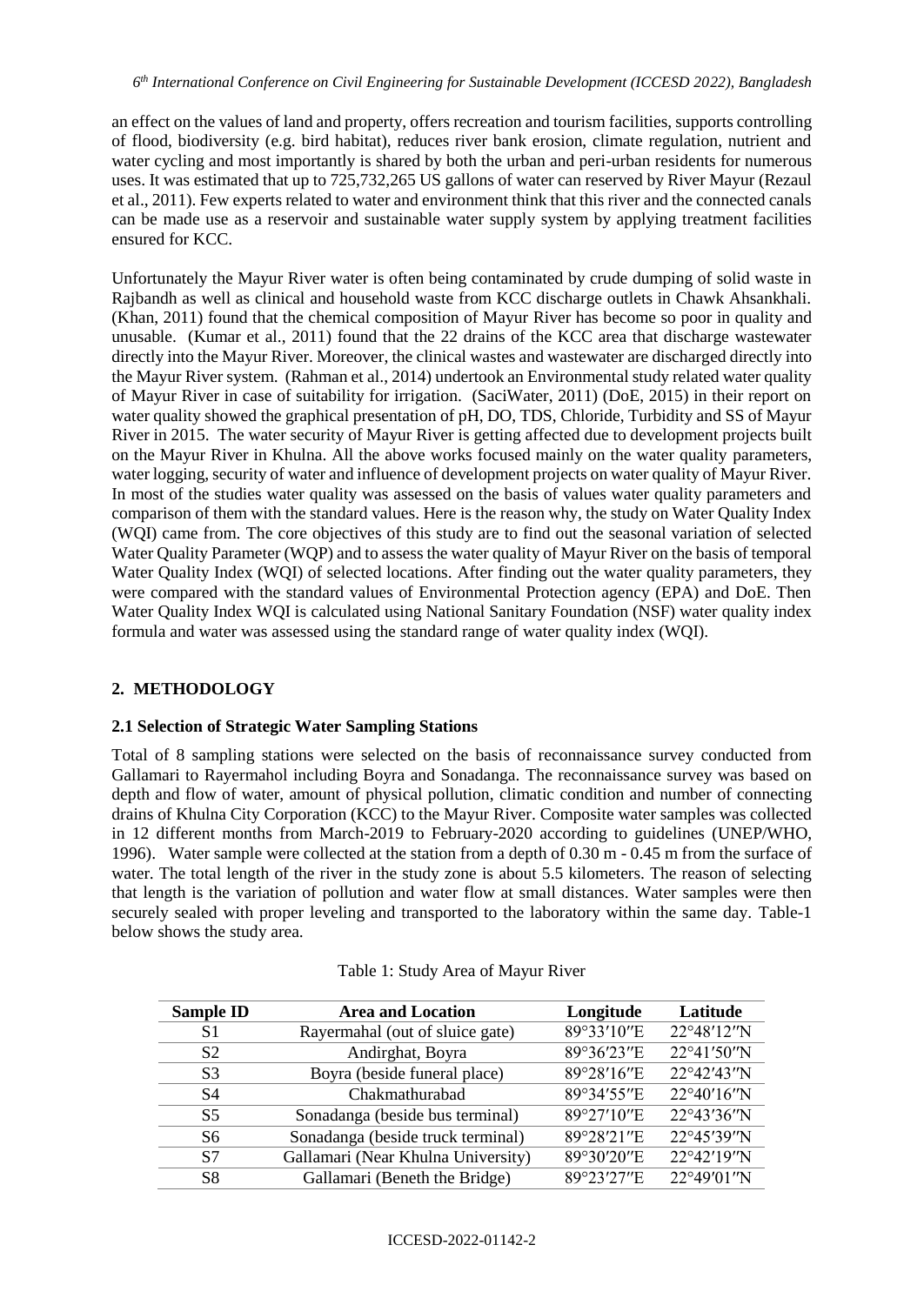an effect on the values of land and property, offers recreation and tourism facilities, supports controlling of flood, biodiversity (e.g. bird habitat), reduces river bank erosion, climate regulation, nutrient and water cycling and most importantly is shared by both the urban and peri-urban residents for numerous uses. It was estimated that up to 725,732,265 US gallons of water can reserved by River Mayur (Rezaul et al., 2011). Few experts related to water and environment think that this river and the connected canals can be made use as a reservoir and sustainable water supply system by applying treatment facilities ensured for KCC.

Unfortunately the Mayur River water is often being contaminated by crude dumping of solid waste in Rajbandh as well as clinical and household waste from KCC discharge outlets in Chawk Ahsankhali. (Khan, 2011) found that the chemical composition of Mayur River has become so poor in quality and unusable. (Kumar et al., 2011) found that the 22 drains of the KCC area that discharge wastewater directly into the Mayur River. Moreover, the clinical wastes and wastewater are discharged directly into the Mayur River system. (Rahman et al., 2014) undertook an Environmental study related water quality of Mayur River in case of suitability for irrigation. (SaciWater, 2011) (DoE, 2015) in their report on water quality showed the graphical presentation of pH, DO, TDS, Chloride, Turbidity and SS of Mayur River in 2015. The water security of Mayur River is getting affected due to development projects built on the Mayur River in Khulna. All the above works focused mainly on the water quality parameters, water logging, security of water and influence of development projects on water quality of Mayur River. In most of the studies water quality was assessed on the basis of values water quality parameters and comparison of them with the standard values. Here is the reason why, the study on Water Quality Index (WQI) came from. The core objectives of this study are to find out the seasonal variation of selected Water Quality Parameter (WQP) and to assess the water quality of Mayur River on the basis of temporal Water Quality Index (WQI) of selected locations. After finding out the water quality parameters, they were compared with the standard values of Environmental Protection agency (EPA) and DoE. Then Water Quality Index WQI is calculated using National Sanitary Foundation (NSF) water quality index formula and water was assessed using the standard range of water quality index (WQI).

## 2. METHODOLOGY

### 2.1 Selection of Strategic Water Sampling Stations

Total of 8 sampling stations were selected on the basis of reconnaissance survey conducted from Gallamari to Rayermahol including Boyra and Sonadanga. The reconnaissance survey was based on depth and flow of water, amount of physical pollution, climatic condition and number of connecting drains of Khulna City Corporation (KCC) to the Mayur River. Composite water samples was collected in 12 different months from March-2019 to February-2020 according to guidelines (UNEP/WHO, 1996). Water sample were collected at the station from a depth of 0.30 m - 0.45 m from the surface of water. The total length of the river in the study zone is about 5.5 kilometers. The reason of selecting that length is the variation of pollution and water flow at small distances. Water samples were then securely sealed with proper leveling and transported to the laboratory within the same day. Table-1 below shows the study area.

Table 1: Study Area of Mayur River

| Sample ID | Area and Location | Longitude | Latitude |
|---|---|---|---|
| S1 | Rayermahal (out of sluice gate) | 89°33′10″E | 22°48′12″N |
| S2 | Andirghat, Boyra | 89°36′23″E | 22°41′50″N |
| S3 | Boyra (beside funeral place) | 89°28′16″E | 22°42′43″N |
| S4 | Chakmathurabad | 89°34′55″E | 22°40′16″N |
| S5 | Sonadanga (beside bus terminal) | 89°27′10″E | 22°43′36″N |
| S6 | Sonadanga (beside truck terminal) | 89°28′21″E | 22°45′39″N |
| S7 | Gallamari (Near Khulna University) | 89°30′20″E | 22°42′19″N |
| S8 | Gallamari (Beneth the Bridge) | 89°23′27″E | 22°49′01″N |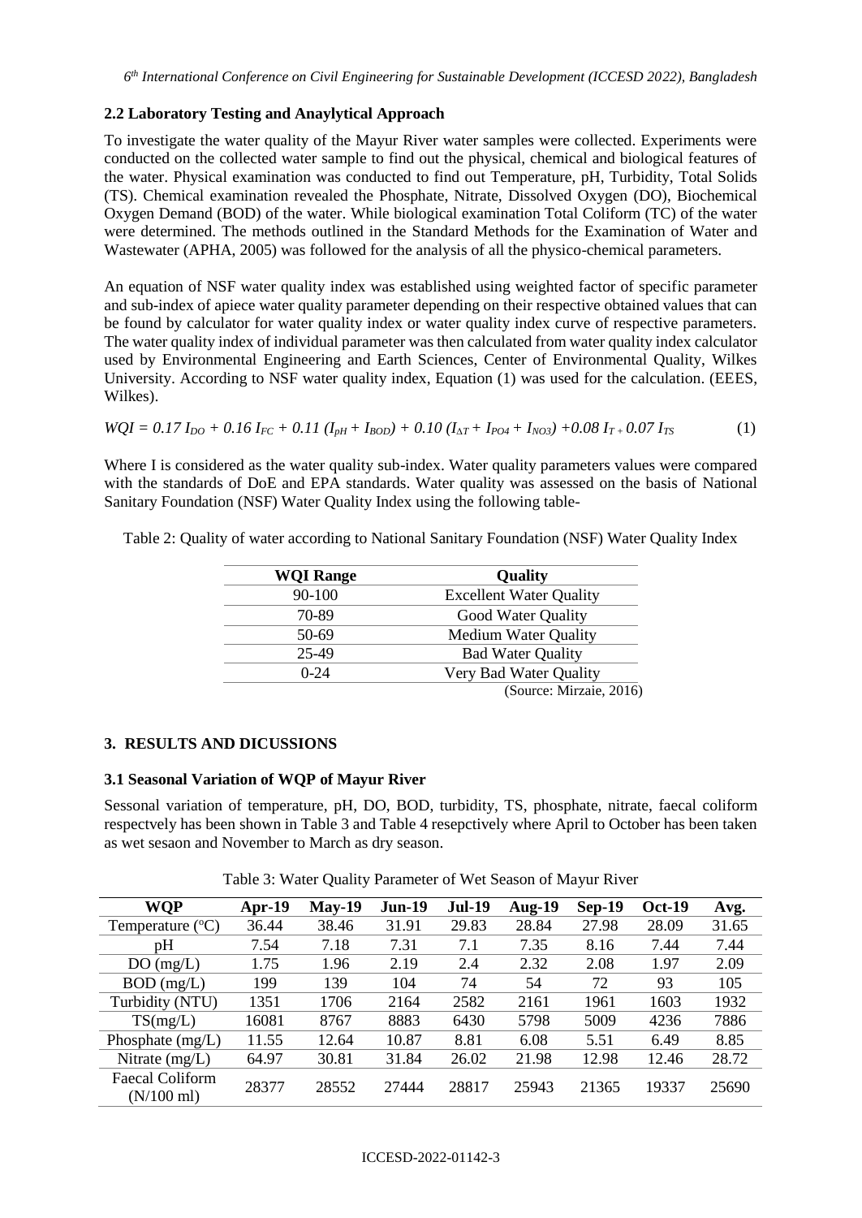### 2.2 Laboratory Testing and Anaylytical Approach

To investigate the water quality of the Mayur River water samples were collected. Experiments were conducted on the collected water sample to find out the physical, chemical and biological features of the water. Physical examination was conducted to find out Temperature, pH, Turbidity, Total Solids (TS). Chemical examination revealed the Phosphate, Nitrate, Dissolved Oxygen (DO), Biochemical Oxygen Demand (BOD) of the water. While biological examination Total Coliform (TC) of the water were determined. The methods outlined in the Standard Methods for the Examination of Water and Wastewater (APHA, 2005) was followed for the analysis of all the physico-chemical parameters.

An equation of NSF water quality index was established using weighted factor of specific parameter and sub-index of apiece water quality parameter depending on their respective obtained values that can be found by calculator for water quality index or water quality index curve of respective parameters. The water quality index of individual parameter was then calculated from water quality index calculator used by Environmental Engineering and Earth Sciences, Center of Environmental Quality, Wilkes University. According to NSF water quality index, Equation (1) was used for the calculation. (EEES, Wilkes).

$$WQI = 0.17\, I_{DO} + 0.16\, I_{FC} + 0.11\, (I_{pH} + I_{BOD}) + 0.10\, (I_{\Delta T} + I_{PO4} + I_{NO3}) + 0.08\, I_{T} + 0.07\, I_{TS} \tag{1}$$

Where I is considered as the water quality sub-index. Water quality parameters values were compared with the standards of DoE and EPA standards. Water quality was assessed on the basis of National Sanitary Foundation (NSF) Water Quality Index using the following table-

Table 2: Quality of water according to National Sanitary Foundation (NSF) Water Quality Index

| WQI Range | Quality |
|---|---|
| 90-100 | Excellent Water Quality |
| 70-89 | Good Water Quality |
| 50-69 | Medium Water Quality |
| 25-49 | Bad Water Quality |
| 0-24 | Very Bad Water Quality |

(Source: Mirzaie, 2016)

## 3. RESULTS AND DICUSSIONS

### 3.1 Seasonal Variation of WQP of Mayur River

Sessonal variation of temperature, pH, DO, BOD, turbidity, TS, phosphate, nitrate, faecal coliform respectvely has been shown in Table 3 and Table 4 resepctively where April to October has been taken as wet sesaon and November to March as dry season.

Table 3: Water Quality Parameter of Wet Season of Mayur River

| WQP | Apr-19 | May-19 | Jun-19 | Jul-19 | Aug-19 | Sep-19 | Oct-19 | Avg. |
|---|---|---|---|---|---|---|---|---|
| Temperature (°C) | 36.44 | 38.46 | 31.91 | 29.83 | 28.84 | 27.98 | 28.09 | 31.65 |
| pH | 7.54 | 7.18 | 7.31 | 7.1 | 7.35 | 8.16 | 7.44 | 7.44 |
| DO (mg/L) | 1.75 | 1.96 | 2.19 | 2.4 | 2.32 | 2.08 | 1.97 | 2.09 |
| BOD (mg/L) | 199 | 139 | 104 | 74 | 54 | 72 | 93 | 105 |
| Turbidity (NTU) | 1351 | 1706 | 2164 | 2582 | 2161 | 1961 | 1603 | 1932 |
| TS(mg/L) | 16081 | 8767 | 8883 | 6430 | 5798 | 5009 | 4236 | 7886 |
| Phosphate (mg/L) | 11.55 | 12.64 | 10.87 | 8.81 | 6.08 | 5.51 | 6.49 | 8.85 |
| Nitrate (mg/L) | 64.97 | 30.81 | 31.84 | 26.02 | 21.98 | 12.98 | 12.46 | 28.72 |
| Faecal Coliform (N/100 ml) | 28377 | 28552 | 27444 | 28817 | 25943 | 21365 | 19337 | 25690 |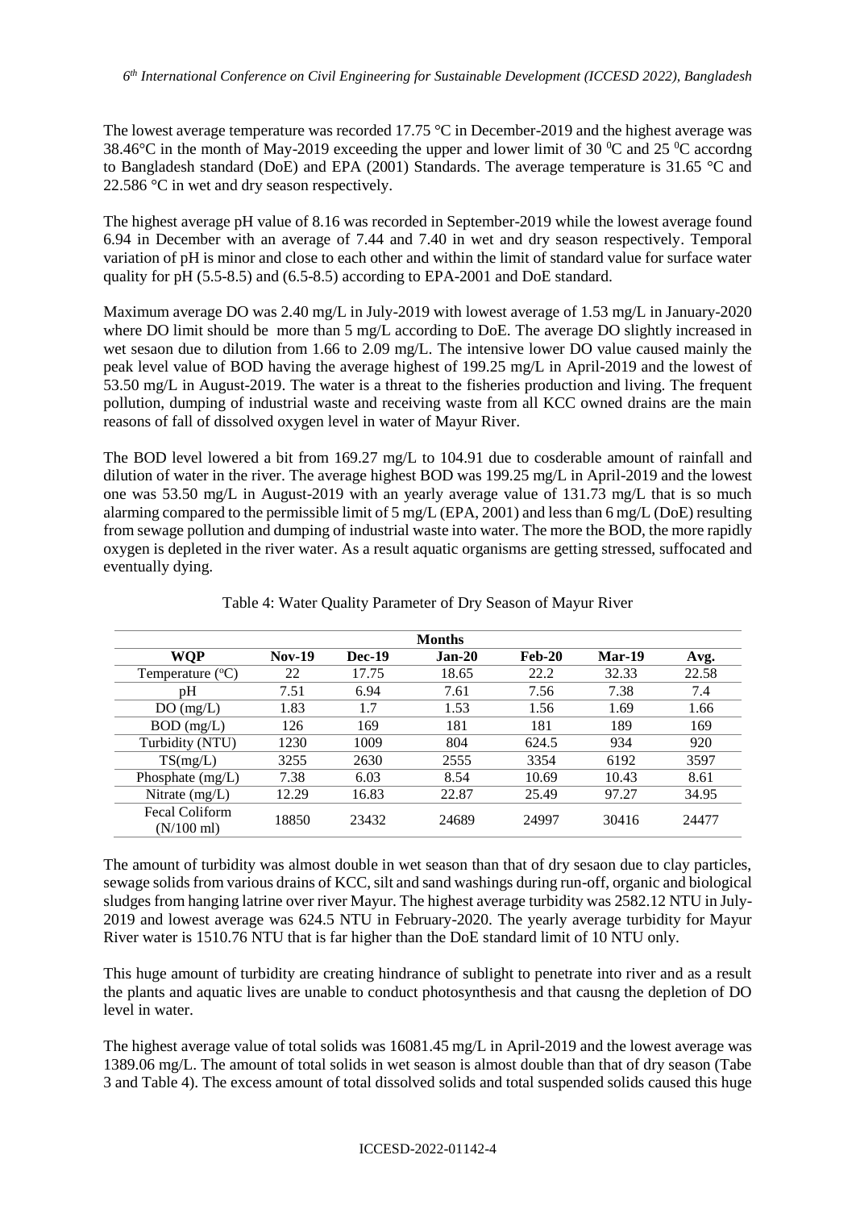The lowest average temperature was recorded 17.75 °C in December-2019 and the highest average was 38.46°C in the month of May-2019 exceeding the upper and lower limit of 30 $^0$C and 25 $^0$C accordng to Bangladesh standard (DoE) and EPA (2001) Standards. The average temperature is 31.65 °C and 22.586 °C in wet and dry season respectively.

The highest average pH value of 8.16 was recorded in September-2019 while the lowest average found 6.94 in December with an average of 7.44 and 7.40 in wet and dry season respectively. Temporal variation of pH is minor and close to each other and within the limit of standard value for surface water quality for pH (5.5-8.5) and (6.5-8.5) according to EPA-2001 and DoE standard.

Maximum average DO was 2.40 mg/L in July-2019 with lowest average of 1.53 mg/L in January-2020 where DO limit should be more than 5 mg/L according to DoE. The average DO slightly increased in wet sesaon due to dilution from 1.66 to 2.09 mg/L. The intensive lower DO value caused mainly the peak level value of BOD having the average highest of 199.25 mg/L in April-2019 and the lowest of 53.50 mg/L in August-2019. The water is a threat to the fisheries production and living. The frequent pollution, dumping of industrial waste and receiving waste from all KCC owned drains are the main reasons of fall of dissolved oxygen level in water of Mayur River.

The BOD level lowered a bit from 169.27 mg/L to 104.91 due to cosderable amount of rainfall and dilution of water in the river. The average highest BOD was 199.25 mg/L in April-2019 and the lowest one was 53.50 mg/L in August-2019 with an yearly average value of 131.73 mg/L that is so much alarming compared to the permissible limit of 5 mg/L (EPA, 2001) and less than 6 mg/L (DoE) resulting from sewage pollution and dumping of industrial waste into water. The more the BOD, the more rapidly oxygen is depleted in the river water. As a result aquatic organisms are getting stressed, suffocated and eventually dying.

Table 4: Water Quality Parameter of Dry Season of Mayur River

| | Months | | | | | |
|---|---|---|---|---|---|---|
| **WQP** | **Nov-19** | **Dec-19** | **Jan-20** | **Feb-20** | **Mar-19** | **Avg.** |
| Temperature ($^o$C) | 22 | 17.75 | 18.65 | 22.2 | 32.33 | 22.58 |
| pH | 7.51 | 6.94 | 7.61 | 7.56 | 7.38 | 7.4 |
| DO (mg/L) | 1.83 | 1.7 | 1.53 | 1.56 | 1.69 | 1.66 |
| BOD (mg/L) | 126 | 169 | 181 | 181 | 189 | 169 |
| Turbidity (NTU) | 1230 | 1009 | 804 | 624.5 | 934 | 920 |
| TS(mg/L) | 3255 | 2630 | 2555 | 3354 | 6192 | 3597 |
| Phosphate (mg/L) | 7.38 | 6.03 | 8.54 | 10.69 | 10.43 | 8.61 |
| Nitrate (mg/L) | 12.29 | 16.83 | 22.87 | 25.49 | 97.27 | 34.95 |
| Fecal Coliform (N/100 ml) | 18850 | 23432 | 24689 | 24997 | 30416 | 24477 |

The amount of turbidity was almost double in wet season than that of dry sesaon due to clay particles, sewage solids from various drains of KCC, silt and sand washings during run-off, organic and biological sludges from hanging latrine over river Mayur. The highest average turbidity was 2582.12 NTU in July-2019 and lowest average was 624.5 NTU in February-2020. The yearly average turbidity for Mayur River water is 1510.76 NTU that is far higher than the DoE standard limit of 10 NTU only.

This huge amount of turbidity are creating hindrance of sublight to penetrate into river and as a result the plants and aquatic lives are unable to conduct photosynthesis and that causng the depletion of DO level in water.

The highest average value of total solids was 16081.45 mg/L in April-2019 and the lowest average was 1389.06 mg/L. The amount of total solids in wet season is almost double than that of dry season (Tabe 3 and Table 4). The excess amount of total dissolved solids and total suspended solids caused this huge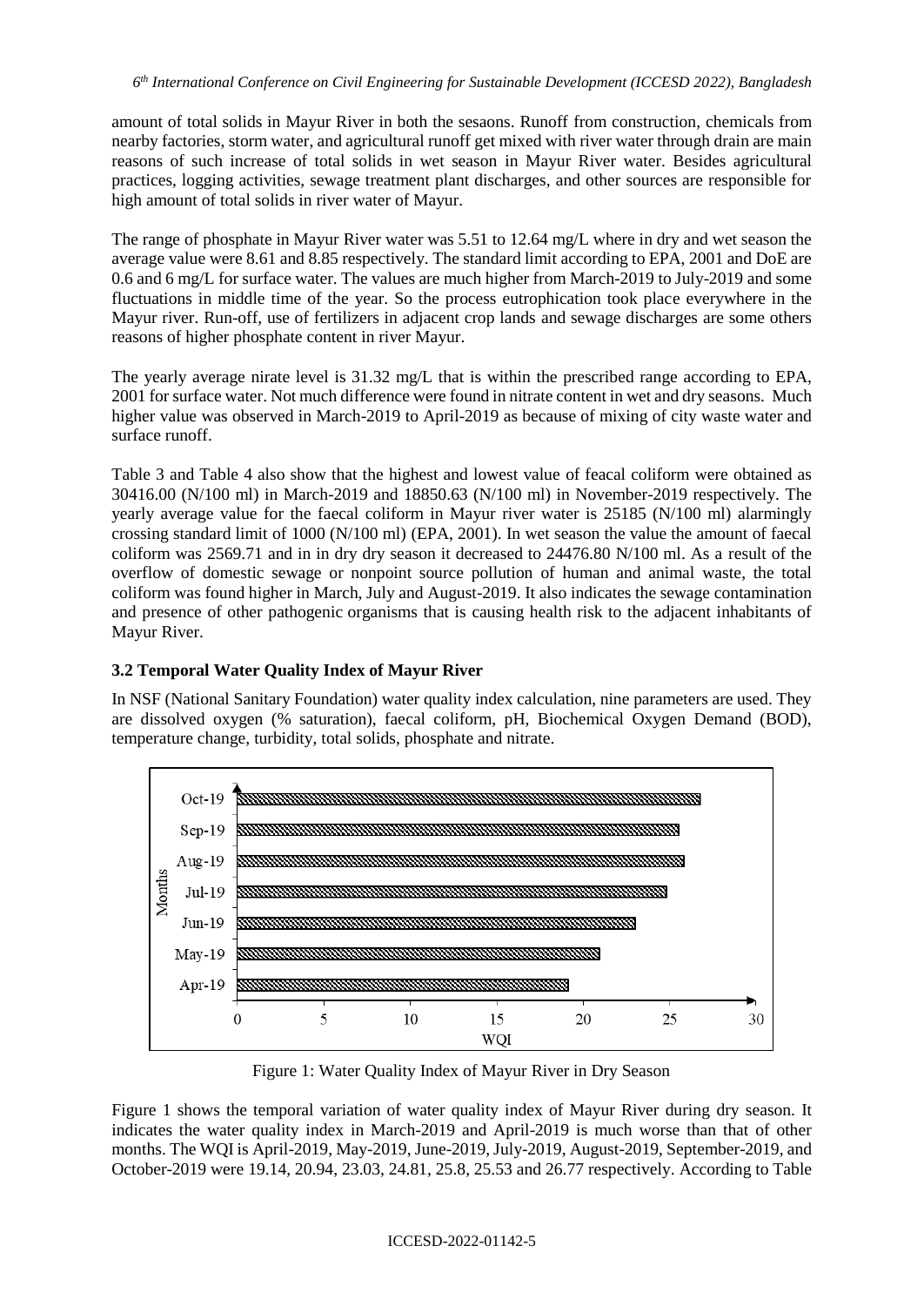amount of total solids in Mayur River in both the sesaons. Runoff from construction, chemicals from nearby factories, storm water, and agricultural runoff get mixed with river water through drain are main reasons of such increase of total solids in wet season in Mayur River water. Besides agricultural practices, logging activities, sewage treatment plant discharges, and other sources are responsible for high amount of total solids in river water of Mayur.

The range of phosphate in Mayur River water was 5.51 to 12.64 mg/L where in dry and wet season the average value were 8.61 and 8.85 respectively. The standard limit according to EPA, 2001 and DoE are 0.6 and 6 mg/L for surface water. The values are much higher from March-2019 to July-2019 and some fluctuations in middle time of the year. So the process eutrophication took place everywhere in the Mayur river. Run-off, use of fertilizers in adjacent crop lands and sewage discharges are some others reasons of higher phosphate content in river Mayur.

The yearly average nirate level is 31.32 mg/L that is within the prescribed range according to EPA, 2001 for surface water. Not much difference were found in nitrate content in wet and dry seasons. Much higher value was observed in March-2019 to April-2019 as because of mixing of city waste water and surface runoff.

Table 3 and Table 4 also show that the highest and lowest value of feacal coliform were obtained as 30416.00 (N/100 ml) in March-2019 and 18850.63 (N/100 ml) in November-2019 respectively. The yearly average value for the faecal coliform in Mayur river water is 25185 (N/100 ml) alarmingly crossing standard limit of 1000 (N/100 ml) (EPA, 2001). In wet season the value the amount of faecal coliform was 2569.71 and in in dry dry season it decreased to 24476.80 N/100 ml. As a result of the overflow of domestic sewage or nonpoint source pollution of human and animal waste, the total coliform was found higher in March, July and August-2019. It also indicates the sewage contamination and presence of other pathogenic organisms that is causing health risk to the adjacent inhabitants of Mayur River.

### 3.2 Temporal Water Quality Index of Mayur River

In NSF (National Sanitary Foundation) water quality index calculation, nine parameters are used. They are dissolved oxygen (% saturation), faecal coliform, pH, Biochemical Oxygen Demand (BOD), temperature change, turbidity, total solids, phosphate and nitrate.

Figure 1: Water Quality Index of Mayur River in Dry Season

Figure 1 shows the temporal variation of water quality index of Mayur River during dry season. It indicates the water quality index in March-2019 and April-2019 is much worse than that of other months. The WQI is April-2019, May-2019, June-2019, July-2019, August-2019, September-2019, and October-2019 were 19.14, 20.94, 23.03, 24.81, 25.8, 25.53 and 26.77 respectively. According to Table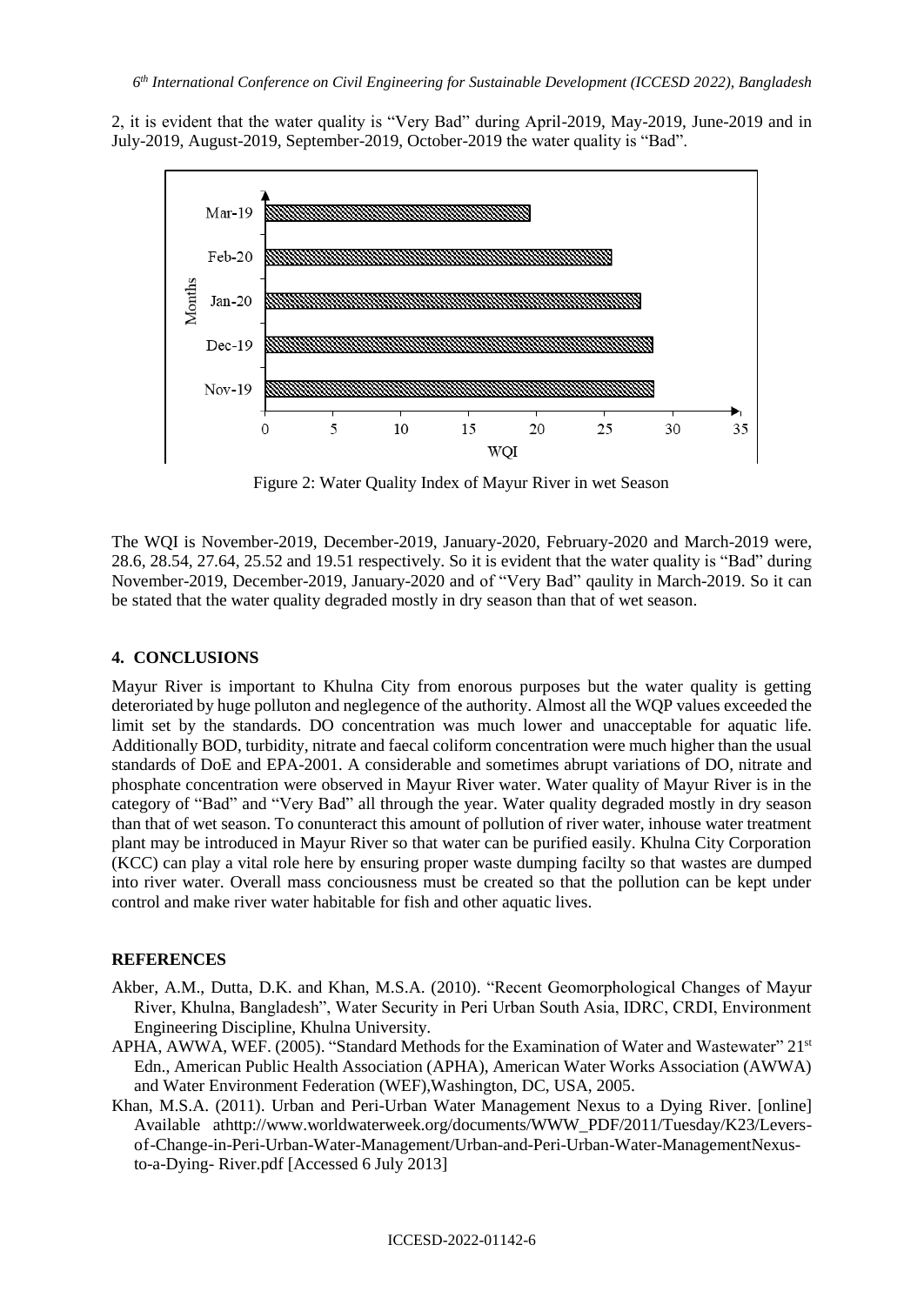2, it is evident that the water quality is "Very Bad" during April-2019, May-2019, June-2019 and in July-2019, August-2019, September-2019, October-2019 the water quality is "Bad".

Figure 2: Water Quality Index of Mayur River in wet Season

The WQI is November-2019, December-2019, January-2020, February-2020 and March-2019 were, 28.6, 28.54, 27.64, 25.52 and 19.51 respectively. So it is evident that the water quality is "Bad" during November-2019, December-2019, January-2020 and of "Very Bad" qaulity in March-2019. So it can be stated that the water quality degraded mostly in dry season than that of wet season.

## 4. CONCLUSIONS

Mayur River is important to Khulna City from enorous purposes but the water quality is getting deteroriated by huge polluton and neglegence of the authority. Almost all the WQP values exceeded the limit set by the standards. DO concentration was much lower and unacceptable for aquatic life. Additionally BOD, turbidity, nitrate and faecal coliform concentration were much higher than the usual standards of DoE and EPA-2001. A considerable and sometimes abrupt variations of DO, nitrate and phosphate concentration were observed in Mayur River water. Water quality of Mayur River is in the category of "Bad" and "Very Bad" all through the year. Water quality degraded mostly in dry season than that of wet season. To conunteract this amount of pollution of river water, inhouse water treatment plant may be introduced in Mayur River so that water can be purified easily. Khulna City Corporation (KCC) can play a vital role here by ensuring proper waste dumping facilty so that wastes are dumped into river water. Overall mass conciousness must be created so that the pollution can be kept under control and make river water habitable for fish and other aquatic lives.

## REFERENCES

Akber, A.M., Dutta, D.K. and Khan, M.S.A. (2010). "Recent Geomorphological Changes of Mayur River, Khulna, Bangladesh", Water Security in Peri Urban South Asia, IDRC, CRDI, Environment Engineering Discipline, Khulna University.

APHA, AWWA, WEF. (2005). "Standard Methods for the Examination of Water and Wastewater" 21st Edn., American Public Health Association (APHA), American Water Works Association (AWWA) and Water Environment Federation (WEF),Washington, DC, USA, 2005.

Khan, M.S.A. (2011). Urban and Peri-Urban Water Management Nexus to a Dying River. [online] Available athttp://www.worldwaterweek.org/documents/WWW_PDF/2011/Tuesday/K23/Levers-of-Change-in-Peri-Urban-Water-Management/Urban-and-Peri-Urban-Water-ManagementNexus-to-a-Dying- River.pdf [Accessed 6 July 2013]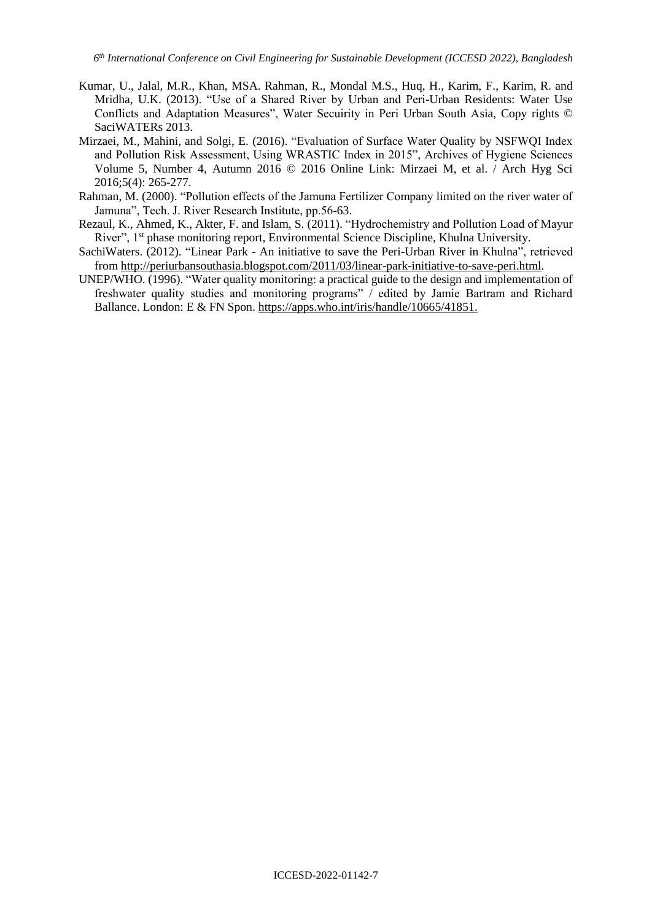Kumar, U., Jalal, M.R., Khan, MSA. Rahman, R., Mondal M.S., Huq, H., Karim, F., Karim, R. and Mridha, U.K. (2013). "Use of a Shared River by Urban and Peri-Urban Residents: Water Use Conflicts and Adaptation Measures", Water Secuirity in Peri Urban South Asia, Copy rights © SaciWATERs 2013.

Mirzaei, M., Mahini, and Solgi, E. (2016). "Evaluation of Surface Water Quality by NSFWQI Index and Pollution Risk Assessment, Using WRASTIC Index in 2015", Archives of Hygiene Sciences Volume 5, Number 4, Autumn 2016 © 2016 Online Link: Mirzaei M, et al. / Arch Hyg Sci 2016;5(4): 265-277.

Rahman, M. (2000). "Pollution effects of the Jamuna Fertilizer Company limited on the river water of Jamuna", Tech. J. River Research Institute, pp.56-63.

Rezaul, K., Ahmed, K., Akter, F. and Islam, S. (2011). "Hydrochemistry and Pollution Load of Mayur River", 1st phase monitoring report, Environmental Science Discipline, Khulna University.

SachiWaters. (2012). "Linear Park - An initiative to save the Peri-Urban River in Khulna", retrieved from http://periurbansouthasia.blogspot.com/2011/03/linear-park-initiative-to-save-peri.html.

UNEP/WHO. (1996). "Water quality monitoring: a practical guide to the design and implementation of freshwater quality studies and monitoring programs" / edited by Jamie Bartram and Richard Ballance. London: E & FN Spon. https://apps.who.int/iris/handle/10665/41851.